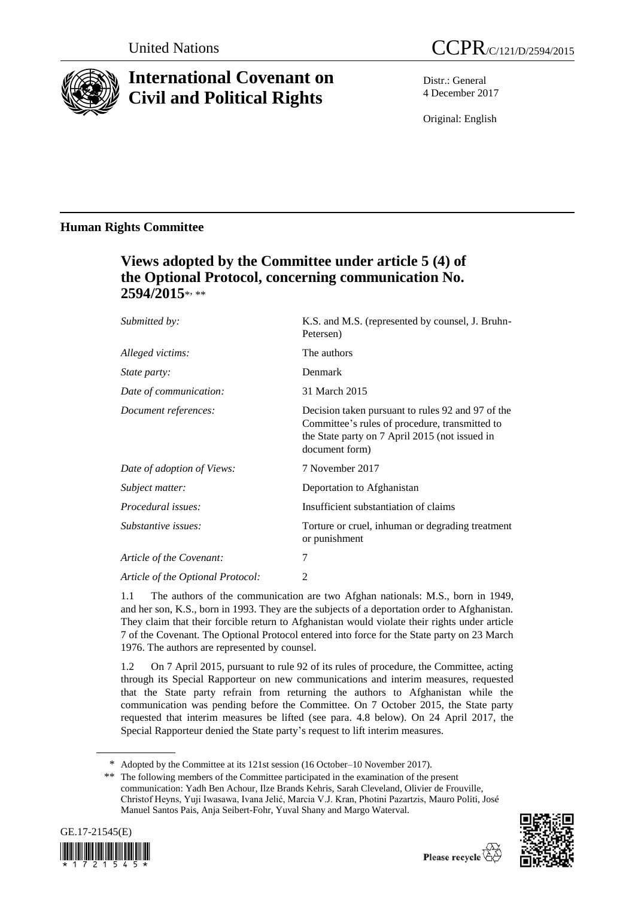United Nations

CCPR/C/121/D/2594/2015

# International Covenant on Civil and Political Rights

Distr.: General
4 December 2017

Original: English

## Human Rights Committee

### Views adopted by the Committee under article 5 (4) of the Optional Protocol, concerning communication No. 2594/2015*, **

| | |
|---|---|
| *Submitted by:* | K.S. and M.S. (represented by counsel, J. Bruhn-Petersen) |
| *Alleged victims:* | The authors |
| *State party:* | Denmark |
| *Date of communication:* | 31 March 2015 |
| *Document references:* | Decision taken pursuant to rules 92 and 97 of the Committee's rules of procedure, transmitted to the State party on 7 April 2015 (not issued in document form) |
| *Date of adoption of Views:* | 7 November 2017 |
| *Subject matter:* | Deportation to Afghanistan |
| *Procedural issues:* | Insufficient substantiation of claims |
| *Substantive issues:* | Torture or cruel, inhuman or degrading treatment or punishment |
| *Article of the Covenant:* | 7 |
| *Article of the Optional Protocol:* | 2 |

1.1 The authors of the communication are two Afghan nationals: M.S., born in 1949, and her son, K.S., born in 1993. They are the subjects of a deportation order to Afghanistan. They claim that their forcible return to Afghanistan would violate their rights under article 7 of the Covenant. The Optional Protocol entered into force for the State party on 23 March 1976. The authors are represented by counsel.

1.2 On 7 April 2015, pursuant to rule 92 of its rules of procedure, the Committee, acting through its Special Rapporteur on new communications and interim measures, requested that the State party refrain from returning the authors to Afghanistan while the communication was pending before the Committee. On 7 October 2015, the State party requested that interim measures be lifted (see para. 4.8 below). On 24 April 2017, the Special Rapporteur denied the State party's request to lift interim measures.

\* Adopted by the Committee at its 121st session (16 October–10 November 2017).

\*\* The following members of the Committee participated in the examination of the present communication: Yadh Ben Achour, Ilze Brands Kehris, Sarah Cleveland, Olivier de Frouville, Christof Heyns, Yuji Iwasawa, Ivana Jelić, Marcia V.J. Kran, Photini Pazartzis, Mauro Politi, José Manuel Santos Pais, Anja Seibert-Fohr, Yuval Shany and Margo Waterval.

GE.17-21545(E)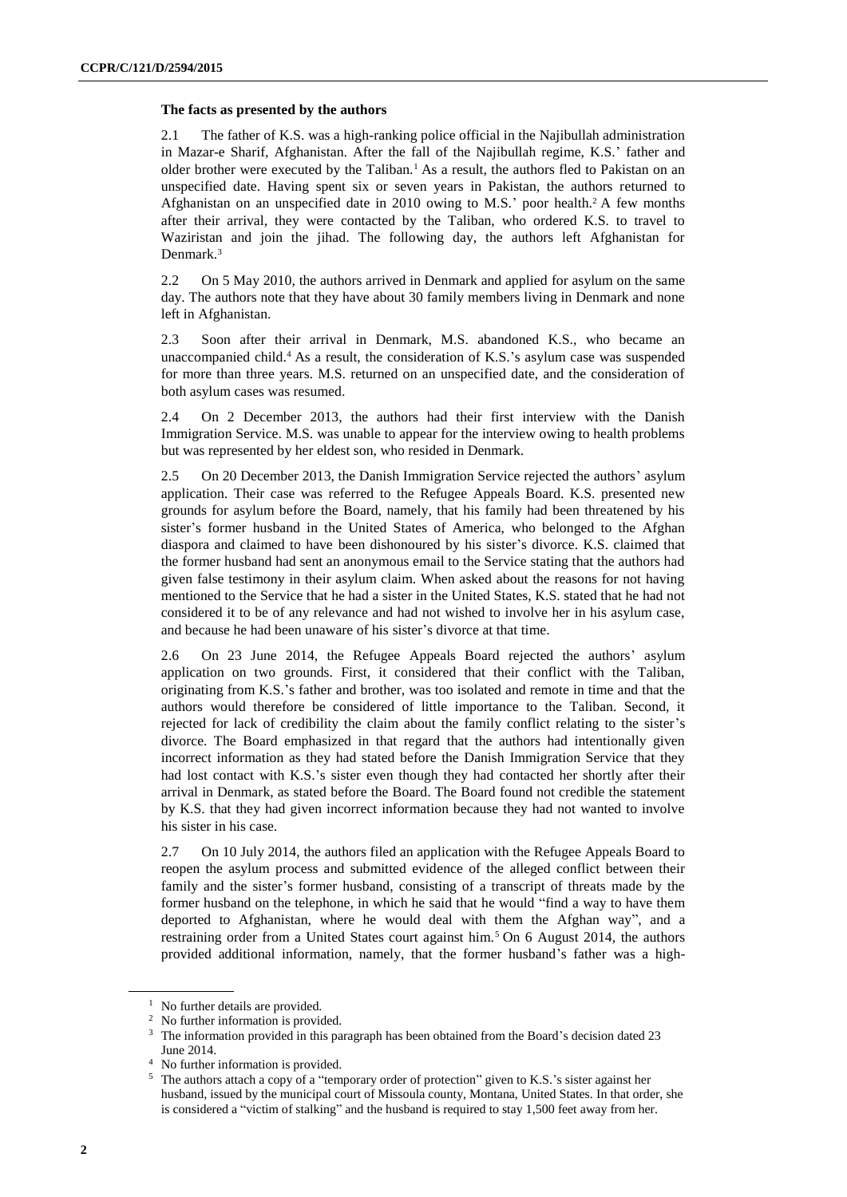### The facts as presented by the authors

2.1 The father of K.S. was a high-ranking police official in the Najibullah administration in Mazar-e Sharif, Afghanistan. After the fall of the Najibullah regime, K.S.' father and older brother were executed by the Taliban.[1] As a result, the authors fled to Pakistan on an unspecified date. Having spent six or seven years in Pakistan, the authors returned to Afghanistan on an unspecified date in 2010 owing to M.S.' poor health.[2] A few months after their arrival, they were contacted by the Taliban, who ordered K.S. to travel to Waziristan and join the jihad. The following day, the authors left Afghanistan for Denmark.[3]

2.2 On 5 May 2010, the authors arrived in Denmark and applied for asylum on the same day. The authors note that they have about 30 family members living in Denmark and none left in Afghanistan.

2.3 Soon after their arrival in Denmark, M.S. abandoned K.S., who became an unaccompanied child.[4] As a result, the consideration of K.S.'s asylum case was suspended for more than three years. M.S. returned on an unspecified date, and the consideration of both asylum cases was resumed.

2.4 On 2 December 2013, the authors had their first interview with the Danish Immigration Service. M.S. was unable to appear for the interview owing to health problems but was represented by her eldest son, who resided in Denmark.

2.5 On 20 December 2013, the Danish Immigration Service rejected the authors' asylum application. Their case was referred to the Refugee Appeals Board. K.S. presented new grounds for asylum before the Board, namely, that his family had been threatened by his sister's former husband in the United States of America, who belonged to the Afghan diaspora and claimed to have been dishonoured by his sister's divorce. K.S. claimed that the former husband had sent an anonymous email to the Service stating that the authors had given false testimony in their asylum claim. When asked about the reasons for not having mentioned to the Service that he had a sister in the United States, K.S. stated that he had not considered it to be of any relevance and had not wished to involve her in his asylum case, and because he had been unaware of his sister's divorce at that time.

2.6 On 23 June 2014, the Refugee Appeals Board rejected the authors' asylum application on two grounds. First, it considered that their conflict with the Taliban, originating from K.S.'s father and brother, was too isolated and remote in time and that the authors would therefore be considered of little importance to the Taliban. Second, it rejected for lack of credibility the claim about the family conflict relating to the sister's divorce. The Board emphasized in that regard that the authors had intentionally given incorrect information as they had stated before the Danish Immigration Service that they had lost contact with K.S.'s sister even though they had contacted her shortly after their arrival in Denmark, as stated before the Board. The Board found not credible the statement by K.S. that they had given incorrect information because they had not wanted to involve his sister in his case.

2.7 On 10 July 2014, the authors filed an application with the Refugee Appeals Board to reopen the asylum process and submitted evidence of the alleged conflict between their family and the sister's former husband, consisting of a transcript of threats made by the former husband on the telephone, in which he said that he would "find a way to have them deported to Afghanistan, where he would deal with them the Afghan way", and a restraining order from a United States court against him.[5] On 6 August 2014, the authors provided additional information, namely, that the former husband's father was a high-

---

[1] No further details are provided.

[2] No further information is provided.

[3] The information provided in this paragraph has been obtained from the Board's decision dated 23 June 2014.

[4] No further information is provided.

[5] The authors attach a copy of a "temporary order of protection" given to K.S.'s sister against her husband, issued by the municipal court of Missoula county, Montana, United States. In that order, she is considered a "victim of stalking" and the husband is required to stay 1,500 feet away from her.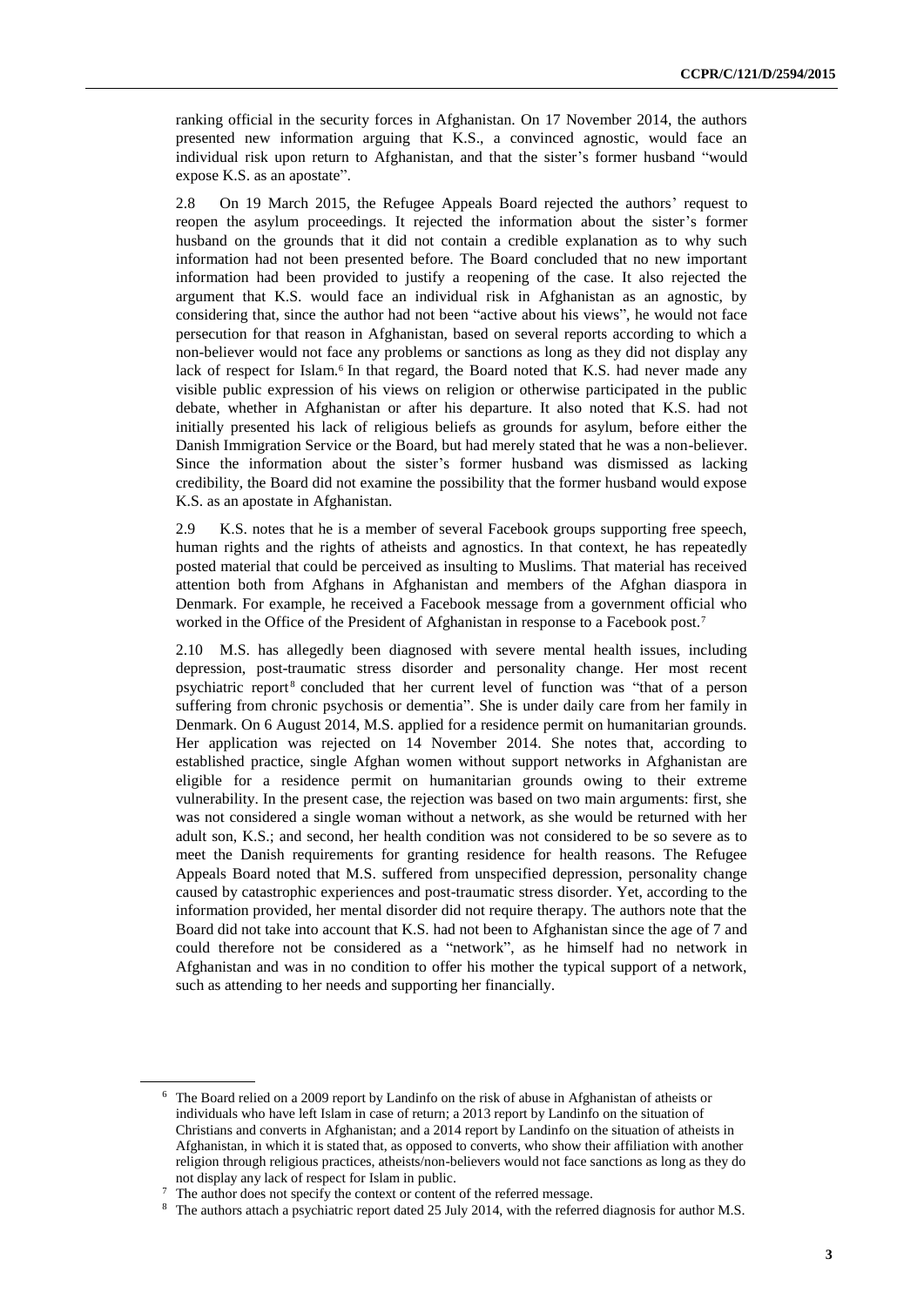ranking official in the security forces in Afghanistan. On 17 November 2014, the authors presented new information arguing that K.S., a convinced agnostic, would face an individual risk upon return to Afghanistan, and that the sister's former husband "would expose K.S. as an apostate".

2.8 On 19 March 2015, the Refugee Appeals Board rejected the authors' request to reopen the asylum proceedings. It rejected the information about the sister's former husband on the grounds that it did not contain a credible explanation as to why such information had not been presented before. The Board concluded that no new important information had been provided to justify a reopening of the case. It also rejected the argument that K.S. would face an individual risk in Afghanistan as an agnostic, by considering that, since the author had not been "active about his views", he would not face persecution for that reason in Afghanistan, based on several reports according to which a non-believer would not face any problems or sanctions as long as they did not display any lack of respect for Islam.[6] In that regard, the Board noted that K.S. had never made any visible public expression of his views on religion or otherwise participated in the public debate, whether in Afghanistan or after his departure. It also noted that K.S. had not initially presented his lack of religious beliefs as grounds for asylum, before either the Danish Immigration Service or the Board, but had merely stated that he was a non-believer. Since the information about the sister's former husband was dismissed as lacking credibility, the Board did not examine the possibility that the former husband would expose K.S. as an apostate in Afghanistan.

2.9 K.S. notes that he is a member of several Facebook groups supporting free speech, human rights and the rights of atheists and agnostics. In that context, he has repeatedly posted material that could be perceived as insulting to Muslims. That material has received attention both from Afghans in Afghanistan and members of the Afghan diaspora in Denmark. For example, he received a Facebook message from a government official who worked in the Office of the President of Afghanistan in response to a Facebook post.[7]

2.10 M.S. has allegedly been diagnosed with severe mental health issues, including depression, post-traumatic stress disorder and personality change. Her most recent psychiatric report[8] concluded that her current level of function was "that of a person suffering from chronic psychosis or dementia". She is under daily care from her family in Denmark. On 6 August 2014, M.S. applied for a residence permit on humanitarian grounds. Her application was rejected on 14 November 2014. She notes that, according to established practice, single Afghan women without support networks in Afghanistan are eligible for a residence permit on humanitarian grounds owing to their extreme vulnerability. In the present case, the rejection was based on two main arguments: first, she was not considered a single woman without a network, as she would be returned with her adult son, K.S.; and second, her health condition was not considered to be so severe as to meet the Danish requirements for granting residence for health reasons. The Refugee Appeals Board noted that M.S. suffered from unspecified depression, personality change caused by catastrophic experiences and post-traumatic stress disorder. Yet, according to the information provided, her mental disorder did not require therapy. The authors note that the Board did not take into account that K.S. had not been to Afghanistan since the age of 7 and could therefore not be considered as a "network", as he himself had no network in Afghanistan and was in no condition to offer his mother the typical support of a network, such as attending to her needs and supporting her financially.

---

[6] The Board relied on a 2009 report by Landinfo on the risk of abuse in Afghanistan of atheists or individuals who have left Islam in case of return; a 2013 report by Landinfo on the situation of Christians and converts in Afghanistan; and a 2014 report by Landinfo on the situation of atheists in Afghanistan, in which it is stated that, as opposed to converts, who show their affiliation with another religion through religious practices, atheists/non-believers would not face sanctions as long as they do not display any lack of respect for Islam in public.

[7] The author does not specify the context or content of the referred message.

[8] The authors attach a psychiatric report dated 25 July 2014, with the referred diagnosis for author M.S.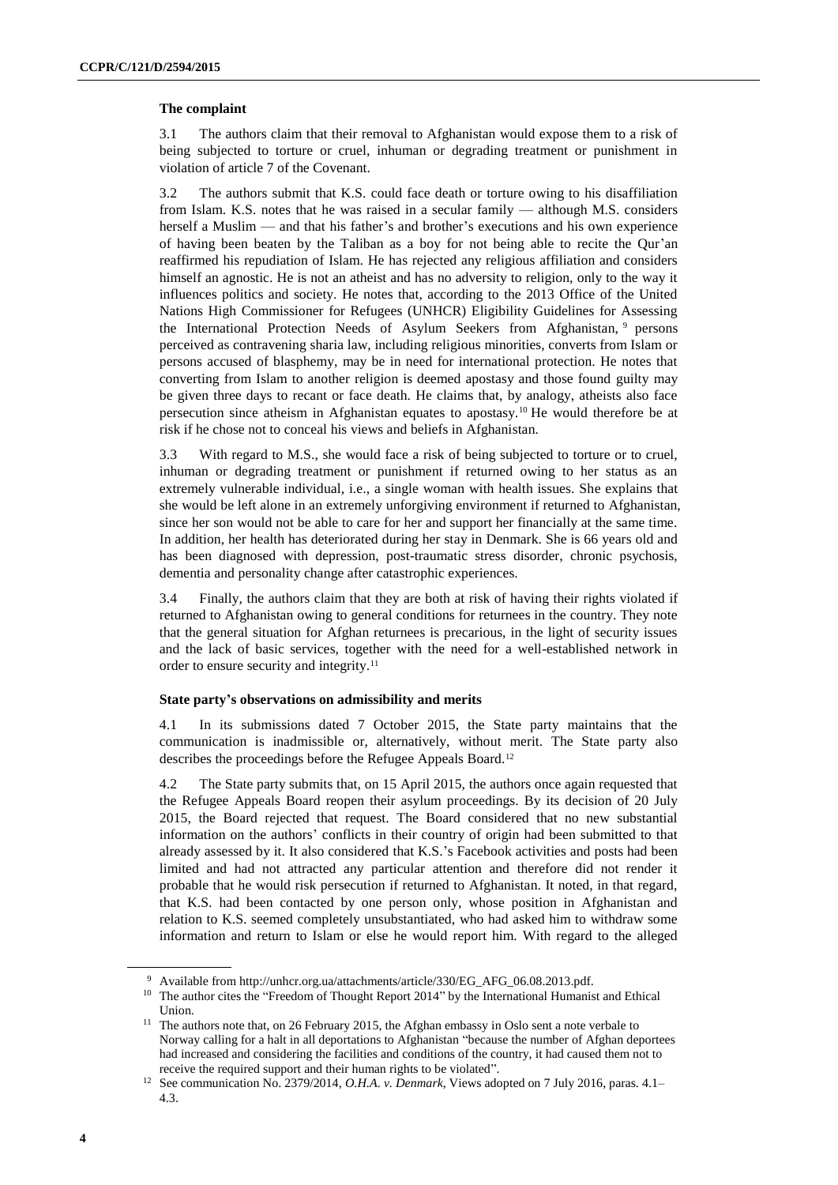### The complaint

3.1 The authors claim that their removal to Afghanistan would expose them to a risk of being subjected to torture or cruel, inhuman or degrading treatment or punishment in violation of article 7 of the Covenant.

3.2 The authors submit that K.S. could face death or torture owing to his disaffiliation from Islam. K.S. notes that he was raised in a secular family — although M.S. considers herself a Muslim — and that his father's and brother's executions and his own experience of having been beaten by the Taliban as a boy for not being able to recite the Qur'an reaffirmed his repudiation of Islam. He has rejected any religious affiliation and considers himself an agnostic. He is not an atheist and has no adversity to religion, only to the way it influences politics and society. He notes that, according to the 2013 Office of the United Nations High Commissioner for Refugees (UNHCR) Eligibility Guidelines for Assessing the International Protection Needs of Asylum Seekers from Afghanistan,[9] persons perceived as contravening sharia law, including religious minorities, converts from Islam or persons accused of blasphemy, may be in need for international protection. He notes that converting from Islam to another religion is deemed apostasy and those found guilty may be given three days to recant or face death. He claims that, by analogy, atheists also face persecution since atheism in Afghanistan equates to apostasy.[10] He would therefore be at risk if he chose not to conceal his views and beliefs in Afghanistan.

3.3 With regard to M.S., she would face a risk of being subjected to torture or to cruel, inhuman or degrading treatment or punishment if returned owing to her status as an extremely vulnerable individual, i.e., a single woman with health issues. She explains that she would be left alone in an extremely unforgiving environment if returned to Afghanistan, since her son would not be able to care for her and support her financially at the same time. In addition, her health has deteriorated during her stay in Denmark. She is 66 years old and has been diagnosed with depression, post-traumatic stress disorder, chronic psychosis, dementia and personality change after catastrophic experiences.

3.4 Finally, the authors claim that they are both at risk of having their rights violated if returned to Afghanistan owing to general conditions for returnees in the country. They note that the general situation for Afghan returnees is precarious, in the light of security issues and the lack of basic services, together with the need for a well-established network in order to ensure security and integrity.[11]

### State party's observations on admissibility and merits

4.1 In its submissions dated 7 October 2015, the State party maintains that the communication is inadmissible or, alternatively, without merit. The State party also describes the proceedings before the Refugee Appeals Board.[12]

4.2 The State party submits that, on 15 April 2015, the authors once again requested that the Refugee Appeals Board reopen their asylum proceedings. By its decision of 20 July 2015, the Board rejected that request. The Board considered that no new substantial information on the authors' conflicts in their country of origin had been submitted to that already assessed by it. It also considered that K.S.'s Facebook activities and posts had been limited and had not attracted any particular attention and therefore did not render it probable that he would risk persecution if returned to Afghanistan. It noted, in that regard, that K.S. had been contacted by one person only, whose position in Afghanistan and relation to K.S. seemed completely unsubstantiated, who had asked him to withdraw some information and return to Islam or else he would report him. With regard to the alleged

---

[9] Available from http://unhcr.org.ua/attachments/article/330/EG_AFG_06.08.2013.pdf.

[10] The author cites the "Freedom of Thought Report 2014" by the International Humanist and Ethical Union.

[11] The authors note that, on 26 February 2015, the Afghan embassy in Oslo sent a note verbale to Norway calling for a halt in all deportations to Afghanistan "because the number of Afghan deportees had increased and considering the facilities and conditions of the country, it had caused them not to receive the required support and their human rights to be violated".

[12] See communication No. 2379/2014, *O.H.A. v. Denmark*, Views adopted on 7 July 2016, paras. 4.1–4.3.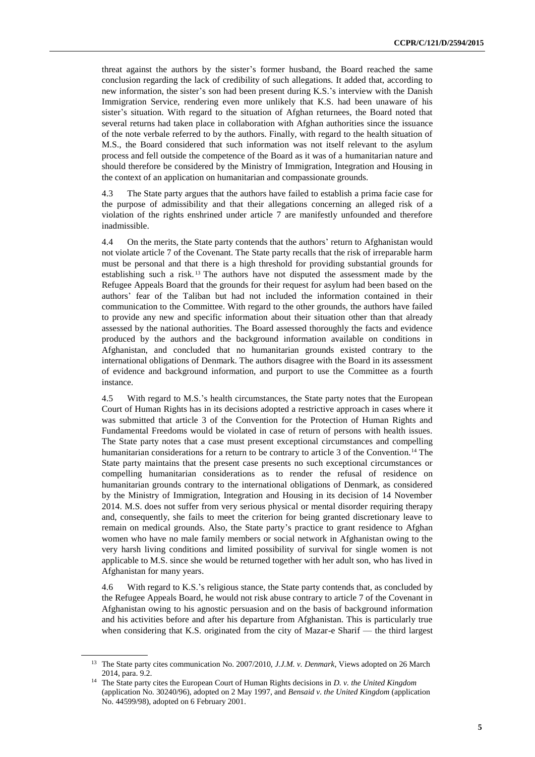threat against the authors by the sister's former husband, the Board reached the same conclusion regarding the lack of credibility of such allegations. It added that, according to new information, the sister's son had been present during K.S.'s interview with the Danish Immigration Service, rendering even more unlikely that K.S. had been unaware of his sister's situation. With regard to the situation of Afghan returnees, the Board noted that several returns had taken place in collaboration with Afghan authorities since the issuance of the note verbale referred to by the authors. Finally, with regard to the health situation of M.S., the Board considered that such information was not itself relevant to the asylum process and fell outside the competence of the Board as it was of a humanitarian nature and should therefore be considered by the Ministry of Immigration, Integration and Housing in the context of an application on humanitarian and compassionate grounds.

4.3 The State party argues that the authors have failed to establish a prima facie case for the purpose of admissibility and that their allegations concerning an alleged risk of a violation of the rights enshrined under article 7 are manifestly unfounded and therefore inadmissible.

4.4 On the merits, the State party contends that the authors' return to Afghanistan would not violate article 7 of the Covenant. The State party recalls that the risk of irreparable harm must be personal and that there is a high threshold for providing substantial grounds for establishing such a risk.[13] The authors have not disputed the assessment made by the Refugee Appeals Board that the grounds for their request for asylum had been based on the authors' fear of the Taliban but had not included the information contained in their communication to the Committee. With regard to the other grounds, the authors have failed to provide any new and specific information about their situation other than that already assessed by the national authorities. The Board assessed thoroughly the facts and evidence produced by the authors and the background information available on conditions in Afghanistan, and concluded that no humanitarian grounds existed contrary to the international obligations of Denmark. The authors disagree with the Board in its assessment of evidence and background information, and purport to use the Committee as a fourth instance.

4.5 With regard to M.S.'s health circumstances, the State party notes that the European Court of Human Rights has in its decisions adopted a restrictive approach in cases where it was submitted that article 3 of the Convention for the Protection of Human Rights and Fundamental Freedoms would be violated in case of return of persons with health issues. The State party notes that a case must present exceptional circumstances and compelling humanitarian considerations for a return to be contrary to article 3 of the Convention.[14] The State party maintains that the present case presents no such exceptional circumstances or compelling humanitarian considerations as to render the refusal of residence on humanitarian grounds contrary to the international obligations of Denmark, as considered by the Ministry of Immigration, Integration and Housing in its decision of 14 November 2014. M.S. does not suffer from very serious physical or mental disorder requiring therapy and, consequently, she fails to meet the criterion for being granted discretionary leave to remain on medical grounds. Also, the State party's practice to grant residence to Afghan women who have no male family members or social network in Afghanistan owing to the very harsh living conditions and limited possibility of survival for single women is not applicable to M.S. since she would be returned together with her adult son, who has lived in Afghanistan for many years.

4.6 With regard to K.S.'s religious stance, the State party contends that, as concluded by the Refugee Appeals Board, he would not risk abuse contrary to article 7 of the Covenant in Afghanistan owing to his agnostic persuasion and on the basis of background information and his activities before and after his departure from Afghanistan. This is particularly true when considering that K.S. originated from the city of Mazar-e Sharif — the third largest

---

[13] The State party cites communication No. 2007/2010, *J.J.M. v. Denmark*, Views adopted on 26 March 2014, para. 9.2.

[14] The State party cites the European Court of Human Rights decisions in *D. v. the United Kingdom* (application No. 30240/96), adopted on 2 May 1997, and *Bensaid v. the United Kingdom* (application No. 44599/98), adopted on 6 February 2001.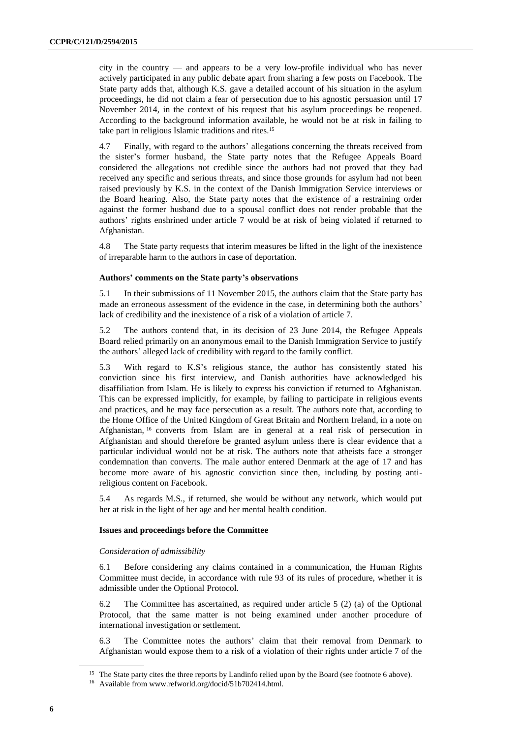city in the country — and appears to be a very low-profile individual who has never actively participated in any public debate apart from sharing a few posts on Facebook. The State party adds that, although K.S. gave a detailed account of his situation in the asylum proceedings, he did not claim a fear of persecution due to his agnostic persuasion until 17 November 2014, in the context of his request that his asylum proceedings be reopened. According to the background information available, he would not be at risk in failing to take part in religious Islamic traditions and rites.[15]

4.7 Finally, with regard to the authors' allegations concerning the threats received from the sister's former husband, the State party notes that the Refugee Appeals Board considered the allegations not credible since the authors had not proved that they had received any specific and serious threats, and since those grounds for asylum had not been raised previously by K.S. in the context of the Danish Immigration Service interviews or the Board hearing. Also, the State party notes that the existence of a restraining order against the former husband due to a spousal conflict does not render probable that the authors' rights enshrined under article 7 would be at risk of being violated if returned to Afghanistan.

4.8 The State party requests that interim measures be lifted in the light of the inexistence of irreparable harm to the authors in case of deportation.

### Authors' comments on the State party's observations

5.1 In their submissions of 11 November 2015, the authors claim that the State party has made an erroneous assessment of the evidence in the case, in determining both the authors' lack of credibility and the inexistence of a risk of a violation of article 7.

5.2 The authors contend that, in its decision of 23 June 2014, the Refugee Appeals Board relied primarily on an anonymous email to the Danish Immigration Service to justify the authors' alleged lack of credibility with regard to the family conflict.

5.3 With regard to K.S's religious stance, the author has consistently stated his conviction since his first interview, and Danish authorities have acknowledged his disaffiliation from Islam. He is likely to express his conviction if returned to Afghanistan. This can be expressed implicitly, for example, by failing to participate in religious events and practices, and he may face persecution as a result. The authors note that, according to the Home Office of the United Kingdom of Great Britain and Northern Ireland, in a note on Afghanistan,[16] converts from Islam are in general at a real risk of persecution in Afghanistan and should therefore be granted asylum unless there is clear evidence that a particular individual would not be at risk. The authors note that atheists face a stronger condemnation than converts. The male author entered Denmark at the age of 17 and has become more aware of his agnostic conviction since then, including by posting anti-religious content on Facebook.

5.4 As regards M.S., if returned, she would be without any network, which would put her at risk in the light of her age and her mental health condition.

### Issues and proceedings before the Committee

*Consideration of admissibility*

6.1 Before considering any claims contained in a communication, the Human Rights Committee must decide, in accordance with rule 93 of its rules of procedure, whether it is admissible under the Optional Protocol.

6.2 The Committee has ascertained, as required under article 5 (2) (a) of the Optional Protocol, that the same matter is not being examined under another procedure of international investigation or settlement.

6.3 The Committee notes the authors' claim that their removal from Denmark to Afghanistan would expose them to a risk of a violation of their rights under article 7 of the

---

[15] The State party cites the three reports by Landinfo relied upon by the Board (see footnote 6 above).

[16] Available from www.refworld.org/docid/51b702414.html.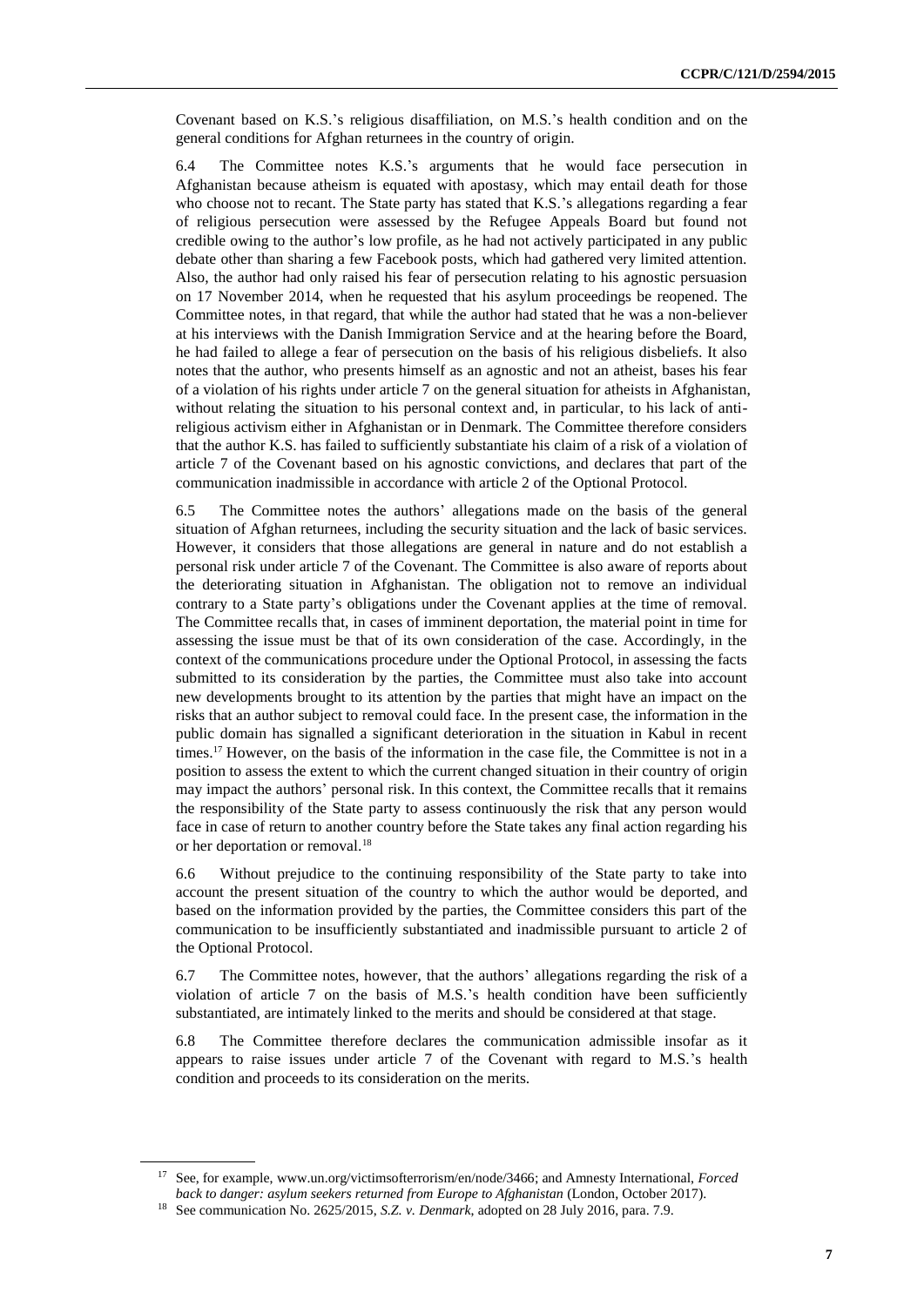Covenant based on K.S.'s religious disaffiliation, on M.S.'s health condition and on the general conditions for Afghan returnees in the country of origin.

6.4 The Committee notes K.S.'s arguments that he would face persecution in Afghanistan because atheism is equated with apostasy, which may entail death for those who choose not to recant. The State party has stated that K.S.'s allegations regarding a fear of religious persecution were assessed by the Refugee Appeals Board but found not credible owing to the author's low profile, as he had not actively participated in any public debate other than sharing a few Facebook posts, which had gathered very limited attention. Also, the author had only raised his fear of persecution relating to his agnostic persuasion on 17 November 2014, when he requested that his asylum proceedings be reopened. The Committee notes, in that regard, that while the author had stated that he was a non-believer at his interviews with the Danish Immigration Service and at the hearing before the Board, he had failed to allege a fear of persecution on the basis of his religious disbeliefs. It also notes that the author, who presents himself as an agnostic and not an atheist, bases his fear of a violation of his rights under article 7 on the general situation for atheists in Afghanistan, without relating the situation to his personal context and, in particular, to his lack of anti-religious activism either in Afghanistan or in Denmark. The Committee therefore considers that the author K.S. has failed to sufficiently substantiate his claim of a risk of a violation of article 7 of the Covenant based on his agnostic convictions, and declares that part of the communication inadmissible in accordance with article 2 of the Optional Protocol.

6.5 The Committee notes the authors' allegations made on the basis of the general situation of Afghan returnees, including the security situation and the lack of basic services. However, it considers that those allegations are general in nature and do not establish a personal risk under article 7 of the Covenant. The Committee is also aware of reports about the deteriorating situation in Afghanistan. The obligation not to remove an individual contrary to a State party's obligations under the Covenant applies at the time of removal. The Committee recalls that, in cases of imminent deportation, the material point in time for assessing the issue must be that of its own consideration of the case. Accordingly, in the context of the communications procedure under the Optional Protocol, in assessing the facts submitted to its consideration by the parties, the Committee must also take into account new developments brought to its attention by the parties that might have an impact on the risks that an author subject to removal could face. In the present case, the information in the public domain has signalled a significant deterioration in the situation in Kabul in recent times.[17] However, on the basis of the information in the case file, the Committee is not in a position to assess the extent to which the current changed situation in their country of origin may impact the authors' personal risk. In this context, the Committee recalls that it remains the responsibility of the State party to assess continuously the risk that any person would face in case of return to another country before the State takes any final action regarding his or her deportation or removal.[18]

6.6 Without prejudice to the continuing responsibility of the State party to take into account the present situation of the country to which the author would be deported, and based on the information provided by the parties, the Committee considers this part of the communication to be insufficiently substantiated and inadmissible pursuant to article 2 of the Optional Protocol.

6.7 The Committee notes, however, that the authors' allegations regarding the risk of a violation of article 7 on the basis of M.S.'s health condition have been sufficiently substantiated, are intimately linked to the merits and should be considered at that stage.

6.8 The Committee therefore declares the communication admissible insofar as it appears to raise issues under article 7 of the Covenant with regard to M.S.'s health condition and proceeds to its consideration on the merits.

---

[17] See, for example, www.un.org/victimsofterrorism/en/node/3466; and Amnesty International, *Forced back to danger: asylum seekers returned from Europe to Afghanistan* (London, October 2017).

[18] See communication No. 2625/2015, *S.Z. v. Denmark*, adopted on 28 July 2016, para. 7.9.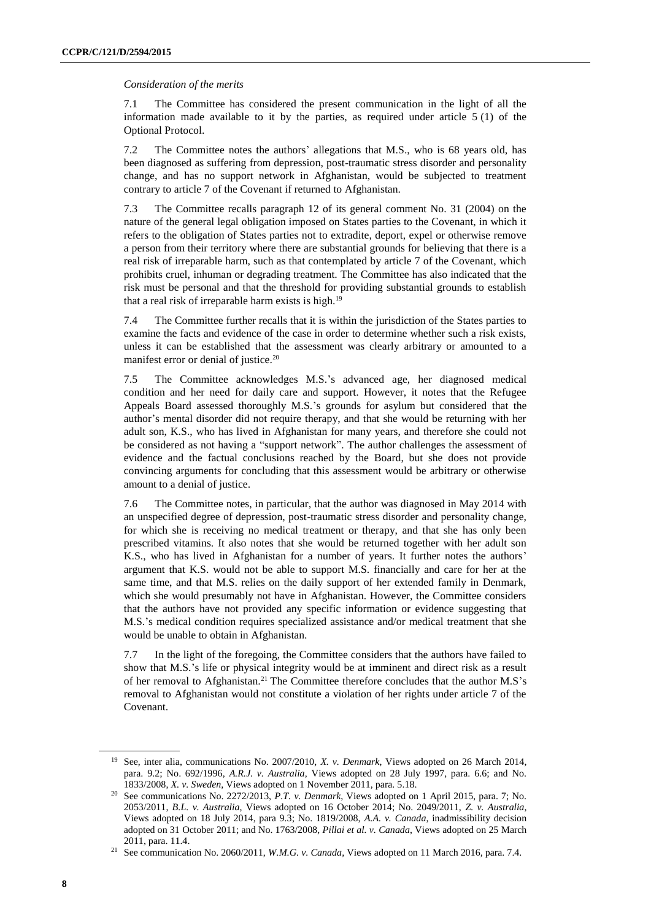*Consideration of the merits*

7.1 The Committee has considered the present communication in the light of all the information made available to it by the parties, as required under article 5 (1) of the Optional Protocol.

7.2 The Committee notes the authors' allegations that M.S., who is 68 years old, has been diagnosed as suffering from depression, post-traumatic stress disorder and personality change, and has no support network in Afghanistan, would be subjected to treatment contrary to article 7 of the Covenant if returned to Afghanistan.

7.3 The Committee recalls paragraph 12 of its general comment No. 31 (2004) on the nature of the general legal obligation imposed on States parties to the Covenant, in which it refers to the obligation of States parties not to extradite, deport, expel or otherwise remove a person from their territory where there are substantial grounds for believing that there is a real risk of irreparable harm, such as that contemplated by article 7 of the Covenant, which prohibits cruel, inhuman or degrading treatment. The Committee has also indicated that the risk must be personal and that the threshold for providing substantial grounds to establish that a real risk of irreparable harm exists is high.[19]

7.4 The Committee further recalls that it is within the jurisdiction of the States parties to examine the facts and evidence of the case in order to determine whether such a risk exists, unless it can be established that the assessment was clearly arbitrary or amounted to a manifest error or denial of justice.[20]

7.5 The Committee acknowledges M.S.'s advanced age, her diagnosed medical condition and her need for daily care and support. However, it notes that the Refugee Appeals Board assessed thoroughly M.S.'s grounds for asylum but considered that the author's mental disorder did not require therapy, and that she would be returning with her adult son, K.S., who has lived in Afghanistan for many years, and therefore she could not be considered as not having a "support network". The author challenges the assessment of evidence and the factual conclusions reached by the Board, but she does not provide convincing arguments for concluding that this assessment would be arbitrary or otherwise amount to a denial of justice.

7.6 The Committee notes, in particular, that the author was diagnosed in May 2014 with an unspecified degree of depression, post-traumatic stress disorder and personality change, for which she is receiving no medical treatment or therapy, and that she has only been prescribed vitamins. It also notes that she would be returned together with her adult son K.S., who has lived in Afghanistan for a number of years. It further notes the authors' argument that K.S. would not be able to support M.S. financially and care for her at the same time, and that M.S. relies on the daily support of her extended family in Denmark, which she would presumably not have in Afghanistan. However, the Committee considers that the authors have not provided any specific information or evidence suggesting that M.S.'s medical condition requires specialized assistance and/or medical treatment that she would be unable to obtain in Afghanistan.

7.7 In the light of the foregoing, the Committee considers that the authors have failed to show that M.S.'s life or physical integrity would be at imminent and direct risk as a result of her removal to Afghanistan.[21] The Committee therefore concludes that the author M.S's removal to Afghanistan would not constitute a violation of her rights under article 7 of the Covenant.

---

[19] See, inter alia, communications No. 2007/2010, *X. v. Denmark*, Views adopted on 26 March 2014, para. 9.2; No. 692/1996, *A.R.J. v. Australia*, Views adopted on 28 July 1997, para. 6.6; and No. 1833/2008, *X. v. Sweden*, Views adopted on 1 November 2011, para. 5.18.

[20] See communications No. 2272/2013, *P.T. v. Denmark*, Views adopted on 1 April 2015, para. 7; No. 2053/2011, *B.L. v. Australia*, Views adopted on 16 October 2014; No. 2049/2011, *Z. v. Australia*, Views adopted on 18 July 2014, para 9.3; No. 1819/2008, *A.A. v. Canada*, inadmissibility decision adopted on 31 October 2011; and No. 1763/2008, *Pillai et al. v. Canada*, Views adopted on 25 March 2011, para. 11.4.

[21] See communication No. 2060/2011, *W.M.G. v. Canada*, Views adopted on 11 March 2016, para. 7.4.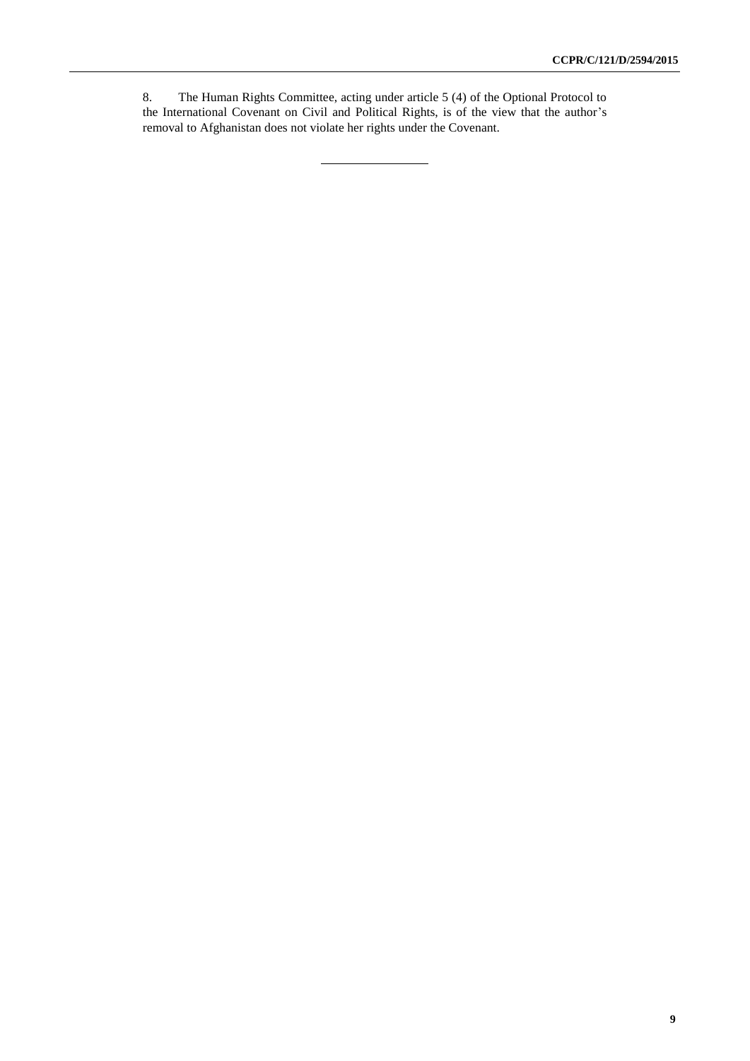8. The Human Rights Committee, acting under article 5 (4) of the Optional Protocol to the International Covenant on Civil and Political Rights, is of the view that the author's removal to Afghanistan does not violate her rights under the Covenant.